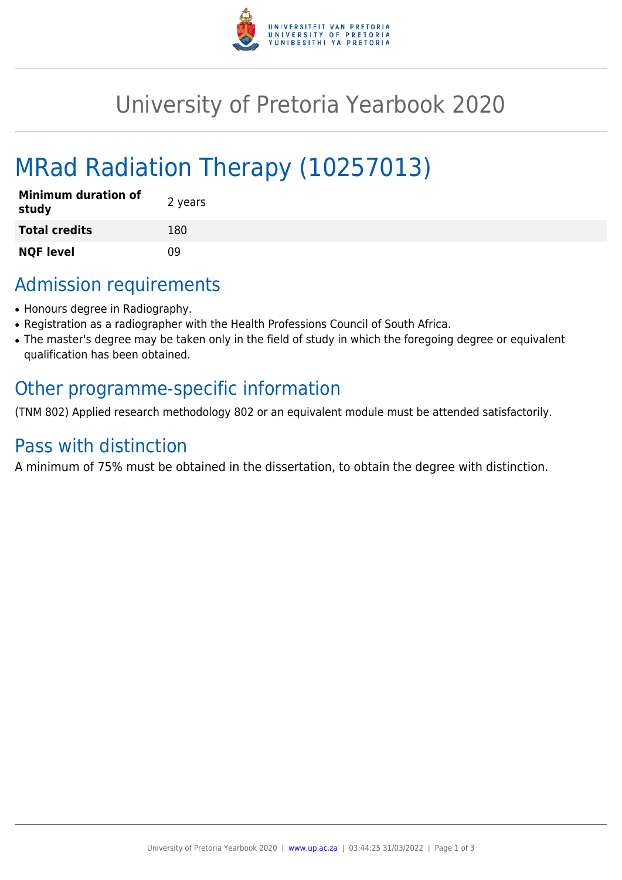# University of Pretoria Yearbook 2020

# MRad Radiation Therapy (10257013)

| | |
|---|---|
| **Minimum duration of study** | 2 years |
| **Total credits** | 180 |
| **NQF level** | 09 |

## Admission requirements

- Honours degree in Radiography.
- Registration as a radiographer with the Health Professions Council of South Africa.
- The master's degree may be taken only in the field of study in which the foregoing degree or equivalent qualification has been obtained.

## Other programme-specific information

(TNM 802) Applied research methodology 802 or an equivalent module must be attended satisfactorily.

## Pass with distinction

A minimum of 75% must be obtained in the dissertation, to obtain the degree with distinction.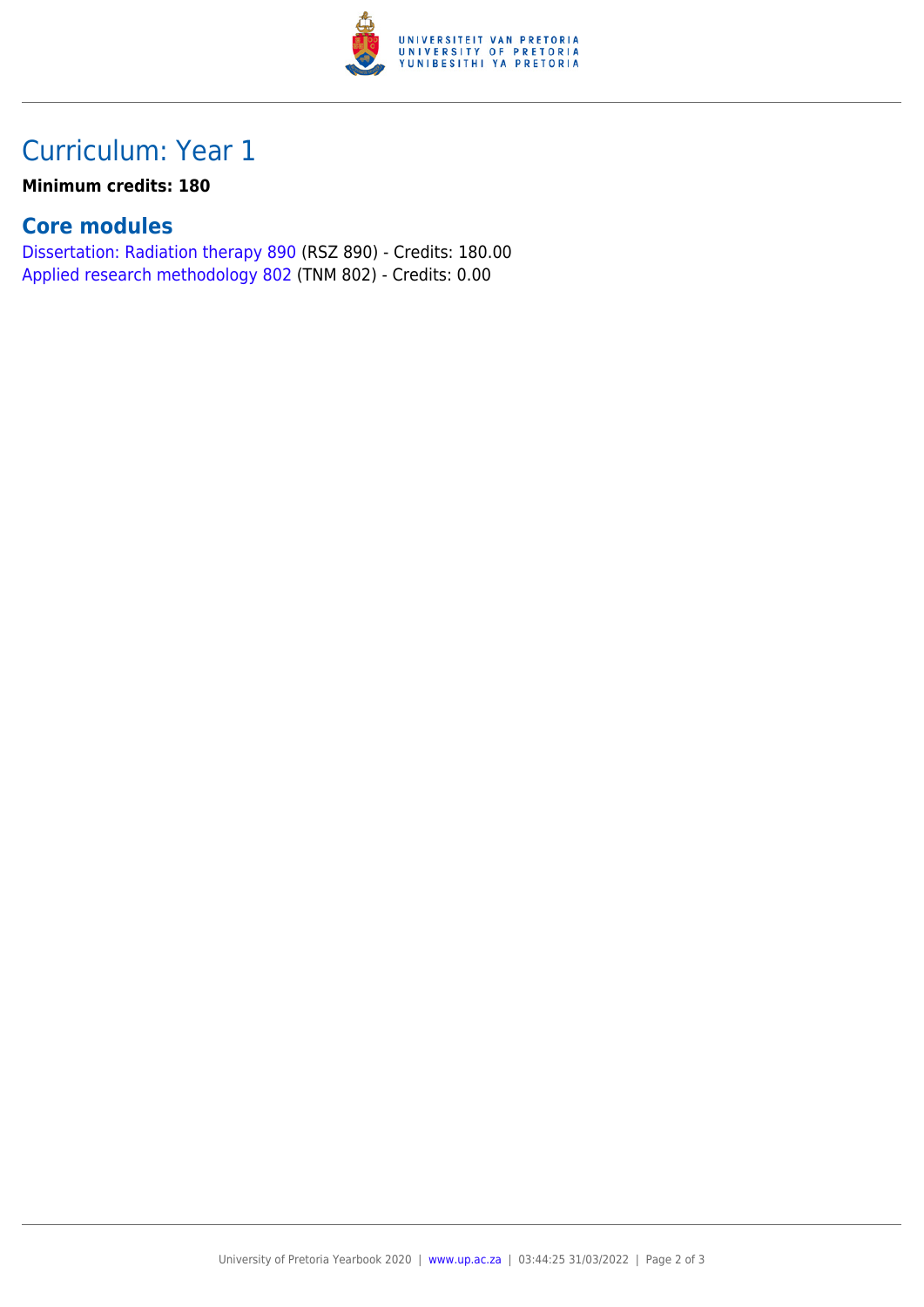# Curriculum: Year 1

**Minimum credits: 180**

## Core modules

Dissertation: Radiation therapy 890 (RSZ 890) - Credits: 180.00
Applied research methodology 802 (TNM 802) - Credits: 0.00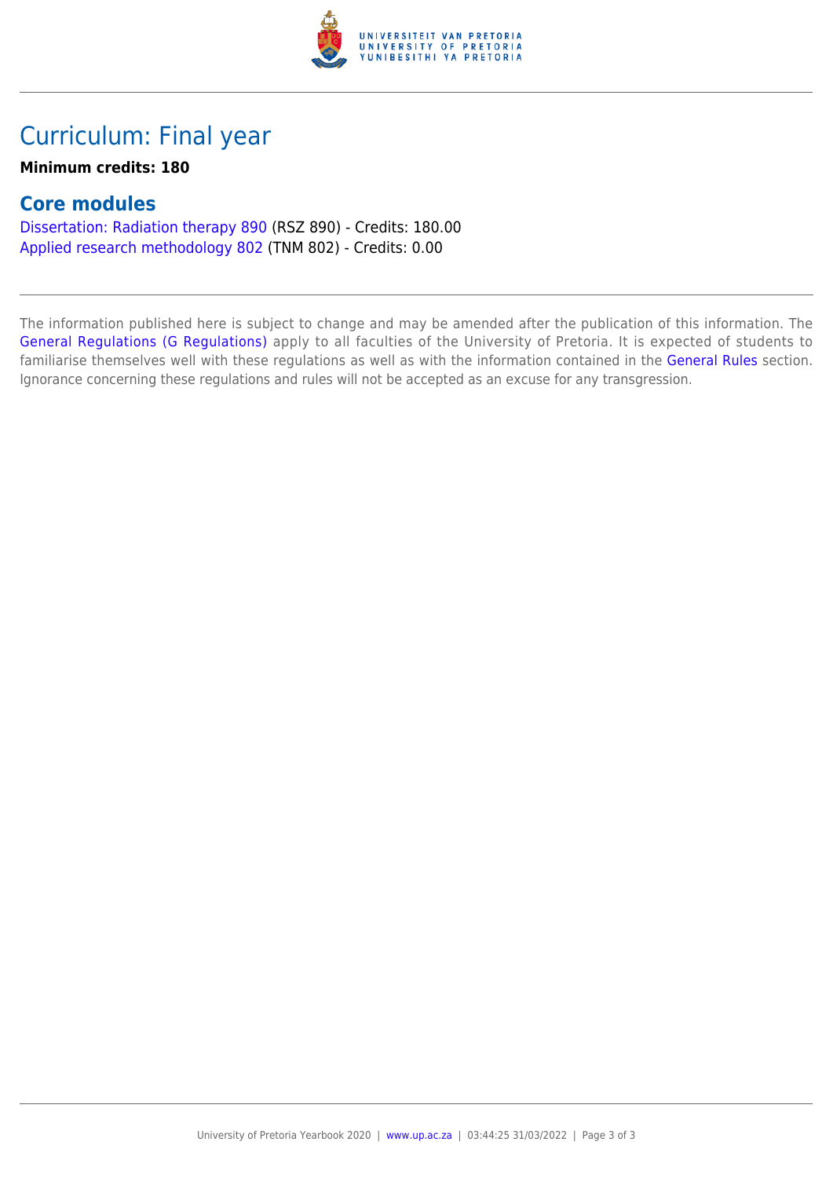## Curriculum: Final year

**Minimum credits: 180**

### Core modules

Dissertation: Radiation therapy 890 (RSZ 890) - Credits: 180.00
Applied research methodology 802 (TNM 802) - Credits: 0.00

The information published here is subject to change and may be amended after the publication of this information. The General Regulations (G Regulations) apply to all faculties of the University of Pretoria. It is expected of students to familiarise themselves well with these regulations as well as with the information contained in the General Rules section. Ignorance concerning these regulations and rules will not be accepted as an excuse for any transgression.